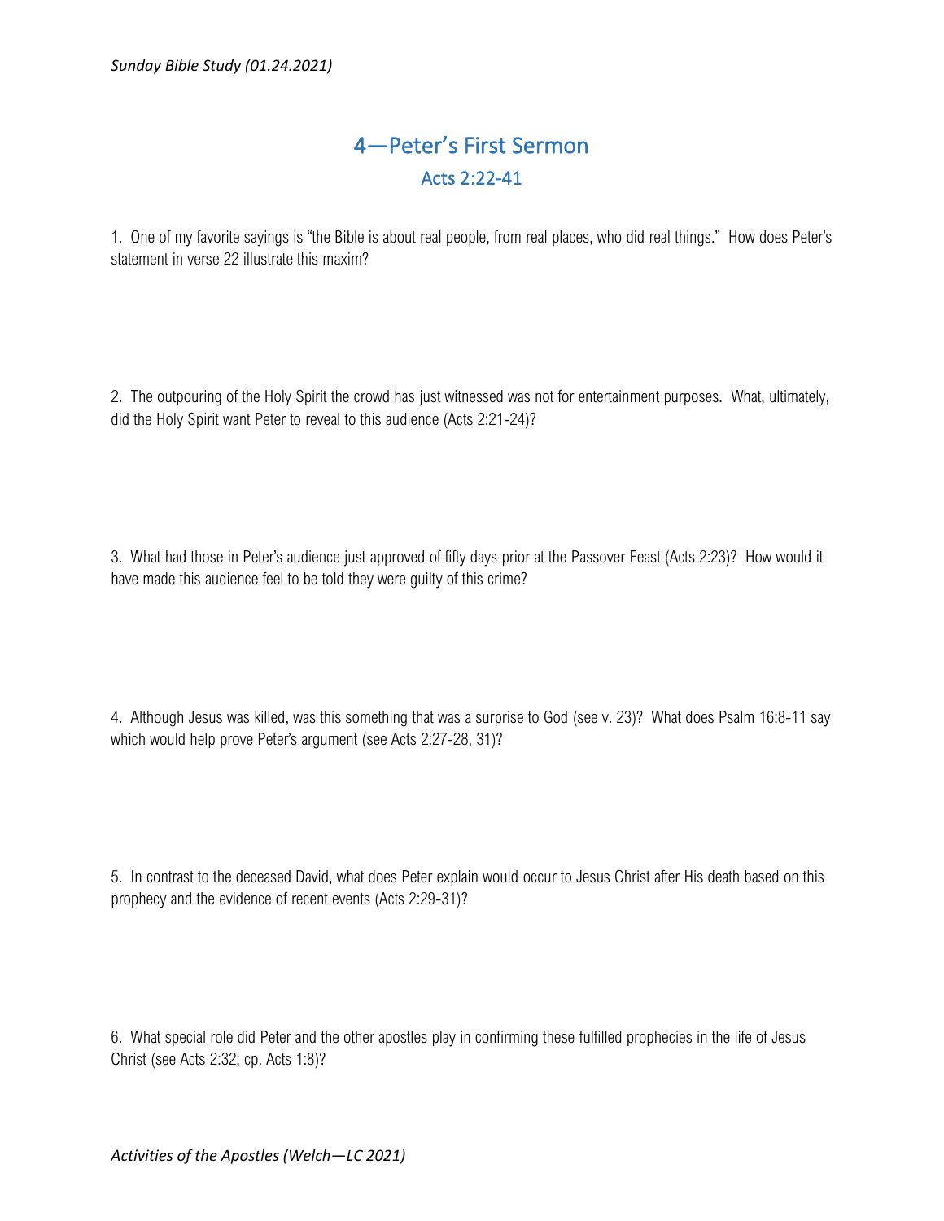# 4—Peter's First Sermon

## Acts 2:22-41

1. One of my favorite sayings is "the Bible is about real people, from real places, who did real things." How does Peter's statement in verse 22 illustrate this maxim?

2. The outpouring of the Holy Spirit the crowd has just witnessed was not for entertainment purposes. What, ultimately, did the Holy Spirit want Peter to reveal to this audience (Acts 2:21-24)?

3. What had those in Peter's audience just approved of fifty days prior at the Passover Feast (Acts 2:23)? How would it have made this audience feel to be told they were guilty of this crime?

4. Although Jesus was killed, was this something that was a surprise to God (see v. 23)? What does Psalm 16:8-11 say which would help prove Peter's argument (see Acts 2:27-28, 31)?

5. In contrast to the deceased David, what does Peter explain would occur to Jesus Christ after His death based on this prophecy and the evidence of recent events (Acts 2:29-31)?

6. What special role did Peter and the other apostles play in confirming these fulfilled prophecies in the life of Jesus Christ (see Acts 2:32; cp. Acts 1:8)?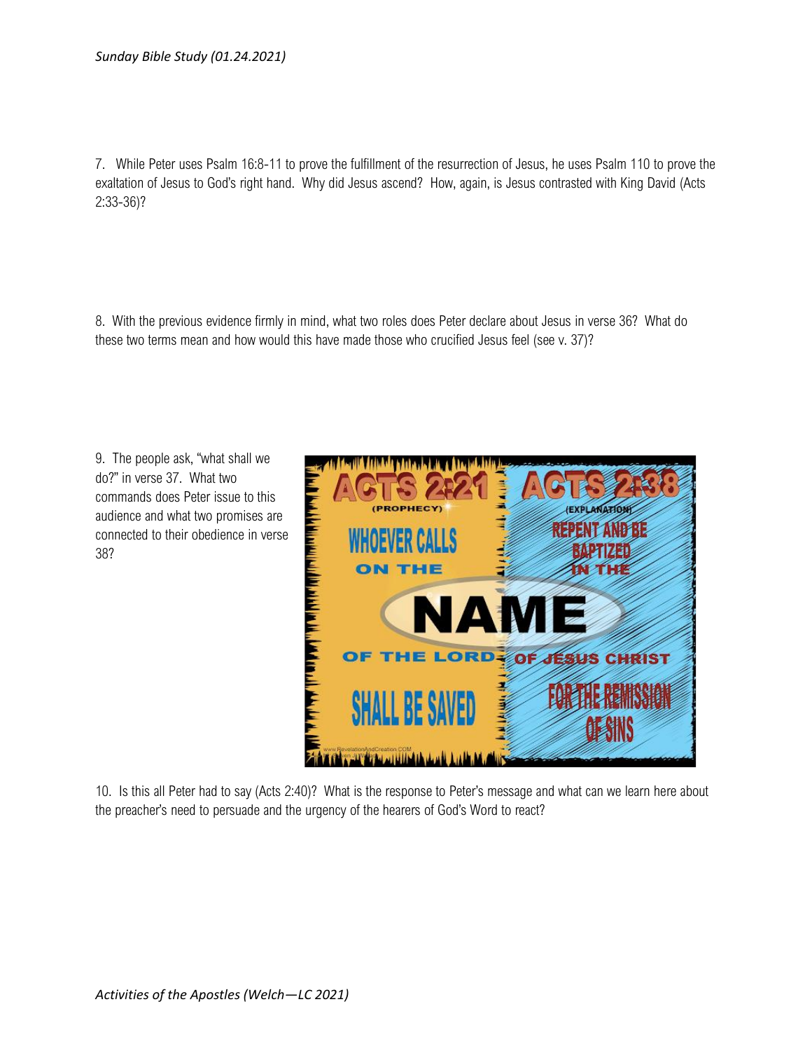7. While Peter uses Psalm 16:8-11 to prove the fulfillment of the resurrection of Jesus, he uses Psalm 110 to prove the exaltation of Jesus to God's right hand. Why did Jesus ascend? How, again, is Jesus contrasted with King David (Acts 2:33-36)?

8. With the previous evidence firmly in mind, what two roles does Peter declare about Jesus in verse 36? What do these two terms mean and how would this have made those who crucified Jesus feel (see v. 37)?

9. The people ask, "what shall we do?" in verse 37. What two commands does Peter issue to this audience and what two promises are connected to their obedience in verse 38?

10. Is this all Peter had to say (Acts 2:40)? What is the response to Peter's message and what can we learn here about the preacher's need to persuade and the urgency of the hearers of God's Word to react?